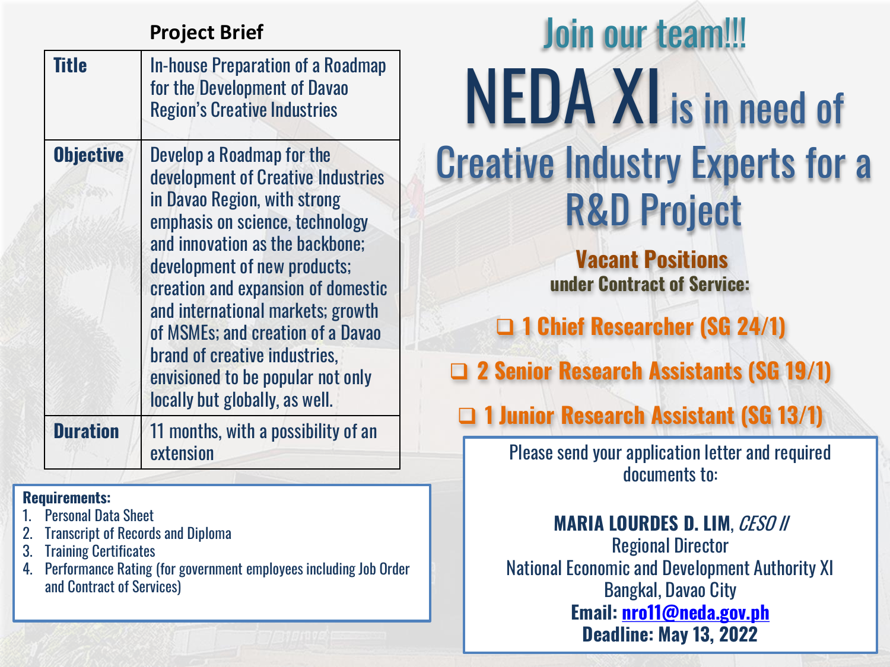## Project Brief

| | |
|---|---|
| **Title** | In-house Preparation of a Roadmap for the Development of Davao Region's Creative Industries |
| **Objective** | Develop a Roadmap for the development of Creative Industries in Davao Region, with strong emphasis on science, technology and innovation as the backbone; development of new products; creation and expansion of domestic and international markets; growth of MSMEs; and creation of a Davao brand of creative industries, envisioned to be popular not only locally but globally, as well. |
| **Duration** | 11 months, with a possibility of an extension |

**Requirements:**

1. Personal Data Sheet
2. Transcript of Records and Diploma
3. Training Certificates
4. Performance Rating (for government employees including Job Order and Contract of Services)

# Join our team!!!

# NEDA XI is in need of Creative Industry Experts for a R&D Project

## Vacant Positions

**under Contract of Service:**

- **1 Chief Researcher (SG 24/1)**
- **2 Senior Research Assistants (SG 19/1)**
- **1 Junior Research Assistant (SG 13/1)**

Please send your application letter and required documents to:

**MARIA LOURDES D. LIM**, *CESO II*
Regional Director
National Economic and Development Authority XI
Bangkal, Davao City
**Email: nro11@neda.gov.ph**
**Deadline: May 13, 2022**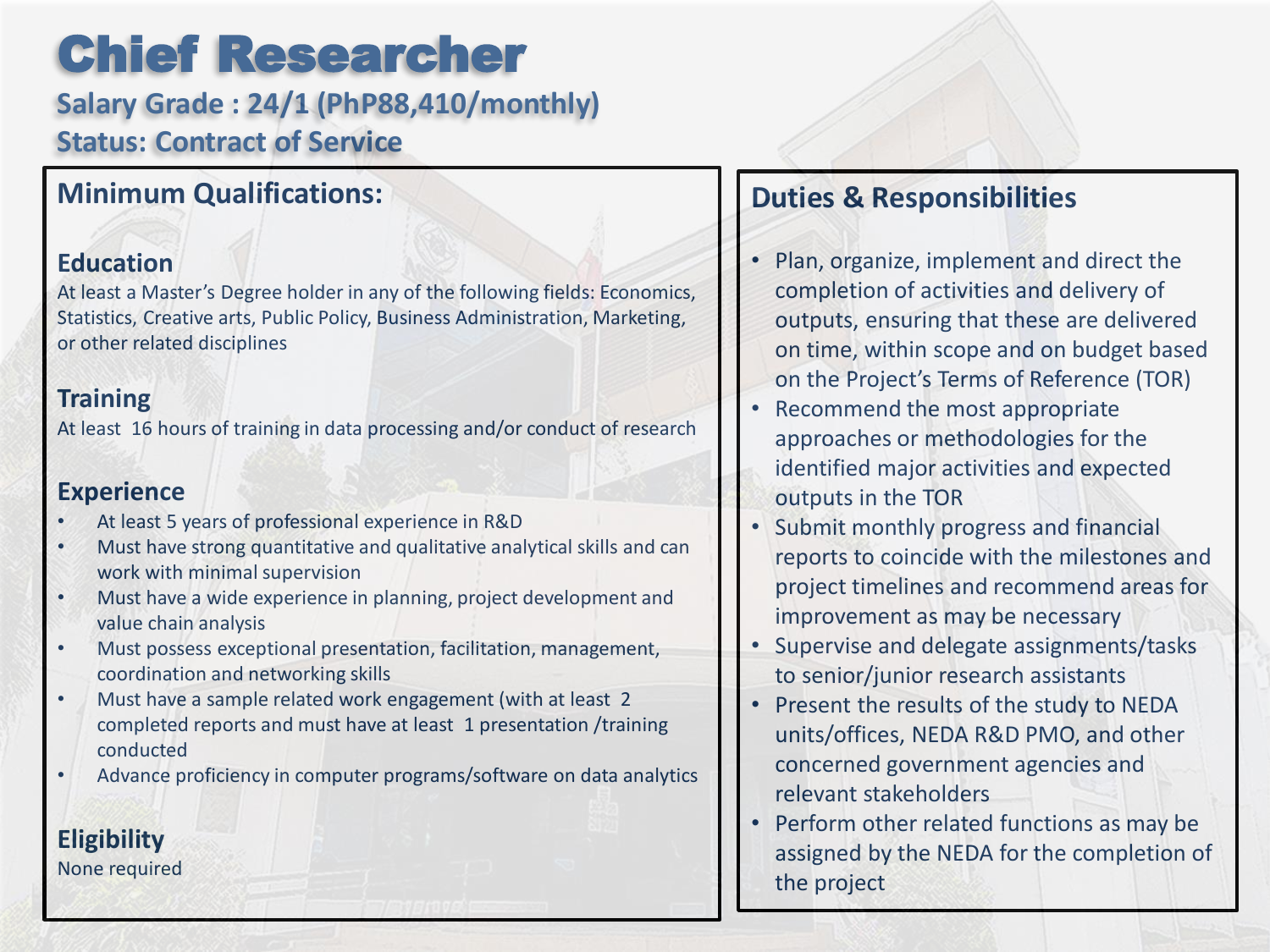# Chief Researcher

**Salary Grade : 24/1 (PhP88,410/monthly)**
**Status: Contract of Service**

## Minimum Qualifications:

### Education

At least a Master's Degree holder in any of the following fields: Economics, Statistics, Creative arts, Public Policy, Business Administration, Marketing, or other related disciplines

### Training

At least 16 hours of training in data processing and/or conduct of research

### Experience

- At least 5 years of professional experience in R&D
- Must have strong quantitative and qualitative analytical skills and can work with minimal supervision
- Must have a wide experience in planning, project development and value chain analysis
- Must possess exceptional presentation, facilitation, management, coordination and networking skills
- Must have a sample related work engagement (with at least 2 completed reports and must have at least 1 presentation /training conducted
- Advance proficiency in computer programs/software on data analytics

### Eligibility

None required

## Duties & Responsibilities

- Plan, organize, implement and direct the completion of activities and delivery of outputs, ensuring that these are delivered on time, within scope and on budget based on the Project's Terms of Reference (TOR)
- Recommend the most appropriate approaches or methodologies for the identified major activities and expected outputs in the TOR
- Submit monthly progress and financial reports to coincide with the milestones and project timelines and recommend areas for improvement as may be necessary
- Supervise and delegate assignments/tasks to senior/junior research assistants
- Present the results of the study to NEDA units/offices, NEDA R&D PMO, and other concerned government agencies and relevant stakeholders
- Perform other related functions as may be assigned by the NEDA for the completion of the project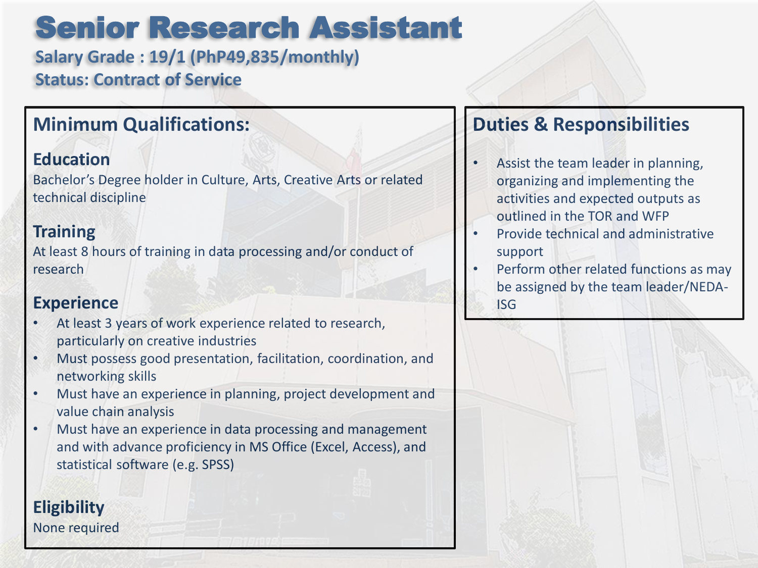# Senior Research Assistant

**Salary Grade : 19/1 (PhP49,835/monthly)**
**Status: Contract of Service**

## Minimum Qualifications:

### Education

Bachelor's Degree holder in Culture, Arts, Creative Arts or related technical discipline

### Training

At least 8 hours of training in data processing and/or conduct of research

### Experience

- At least 3 years of work experience related to research, particularly on creative industries
- Must possess good presentation, facilitation, coordination, and networking skills
- Must have an experience in planning, project development and value chain analysis
- Must have an experience in data processing and management and with advance proficiency in MS Office (Excel, Access), and statistical software (e.g. SPSS)

### Eligibility

None required

## Duties & Responsibilities

- Assist the team leader in planning, organizing and implementing the activities and expected outputs as outlined in the TOR and WFP
- Provide technical and administrative support
- Perform other related functions as may be assigned by the team leader/NEDA-ISG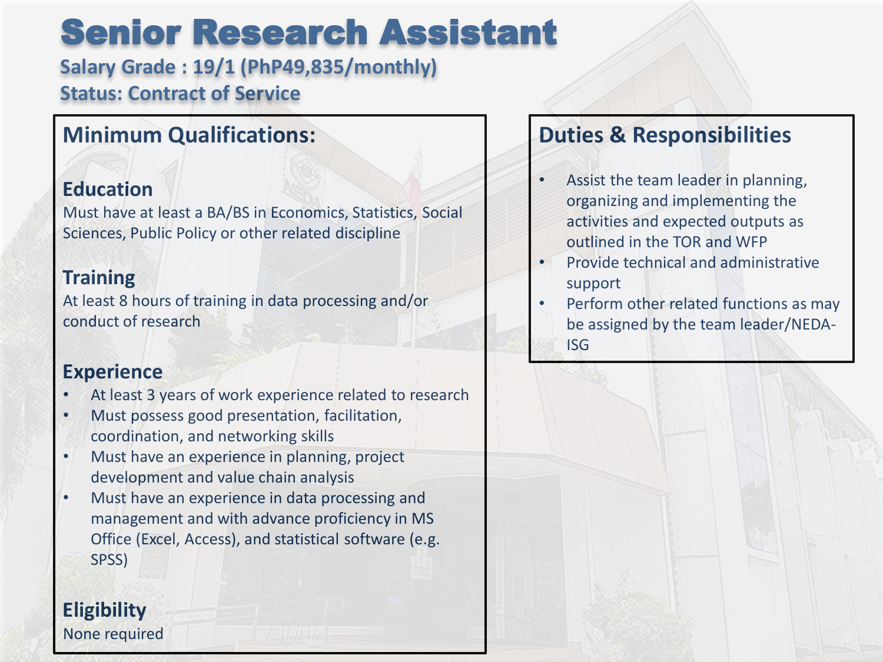# Senior Research Assistant

**Salary Grade : 19/1 (PhP49,835/monthly)**
**Status: Contract of Service**

## Minimum Qualifications:

### Education

Must have at least a BA/BS in Economics, Statistics, Social Sciences, Public Policy or other related discipline

### Training

At least 8 hours of training in data processing and/or conduct of research

### Experience

- At least 3 years of work experience related to research
- Must possess good presentation, facilitation, coordination, and networking skills
- Must have an experience in planning, project development and value chain analysis
- Must have an experience in data processing and management and with advance proficiency in MS Office (Excel, Access), and statistical software (e.g. SPSS)

### Eligibility

None required

## Duties & Responsibilities

- Assist the team leader in planning, organizing and implementing the activities and expected outputs as outlined in the TOR and WFP
- Provide technical and administrative support
- Perform other related functions as may be assigned by the team leader/NEDA-ISG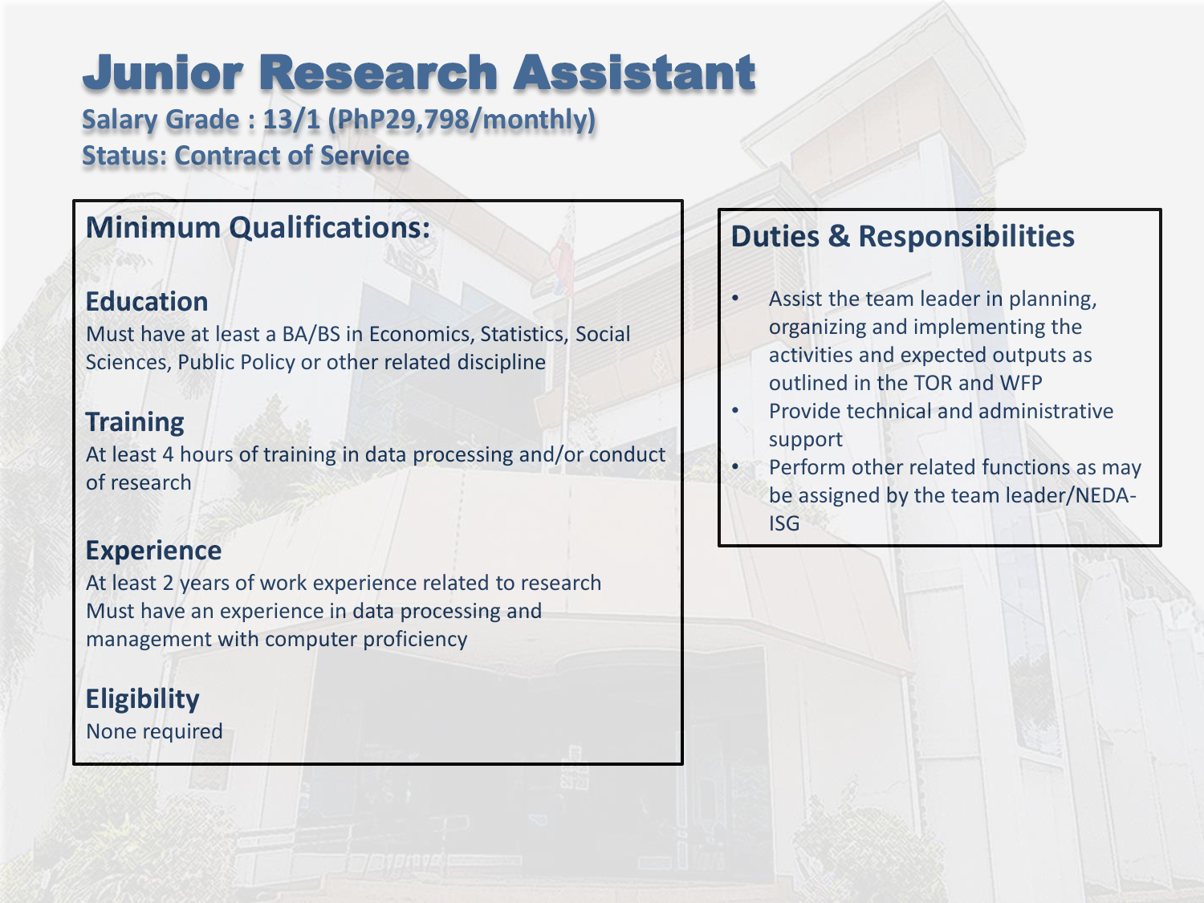# Junior Research Assistant

**Salary Grade : 13/1 (PhP29,798/monthly)**
**Status: Contract of Service**

## Minimum Qualifications:

### Education

Must have at least a BA/BS in Economics, Statistics, Social Sciences, Public Policy or other related discipline

### Training

At least 4 hours of training in data processing and/or conduct of research

### Experience

At least 2 years of work experience related to research
Must have an experience in data processing and management with computer proficiency

### Eligibility

None required

## Duties & Responsibilities

- Assist the team leader in planning, organizing and implementing the activities and expected outputs as outlined in the TOR and WFP
- Provide technical and administrative support
- Perform other related functions as may be assigned by the team leader/NEDA-ISG